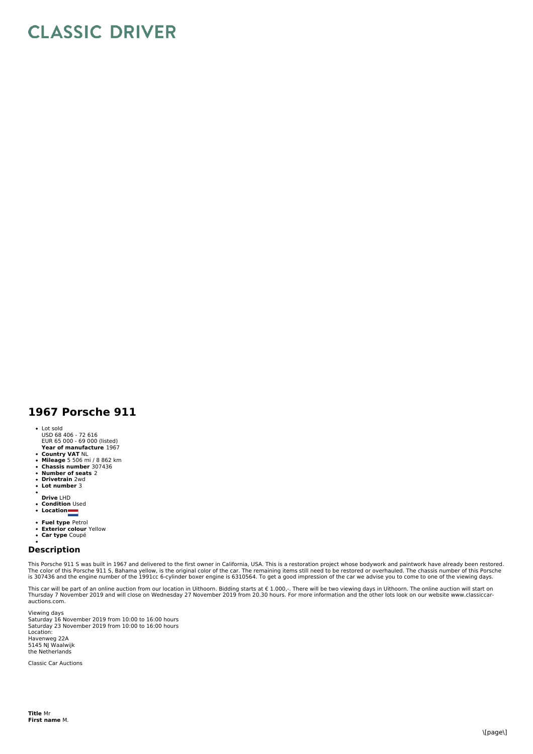# CLASSIC DRIVER

## 1967 Porsche 911

- Lot sold
  USD 68 406 - 72 616
  EUR 65 000 - 69 000 (listed)
  **Year of manufacture** 1967
- **Country VAT** NL
- **Mileage** 5 506 mi / 8 862 km
- **Chassis number** 307436
- **Number of seats** 2
- **Drivetrain** 2wd
- **Lot number** 3
- 
  **Drive** LHD
- **Condition** Used
- **Location**
- **Fuel type** Petrol
- **Exterior colour** Yellow
- **Car type** Coupé
- 

### Description

This Porsche 911 S was built in 1967 and delivered to the first owner in California, USA. This is a restoration project whose bodywork and paintwork have already been restored. The color of this Porsche 911 S, Bahama yellow, is the original color of the car. The remaining items still need to be restored or overhauled. The chassis number of this Porsche is 307436 and the engine number of the 1991cc 6-cylinder boxer engine is 6310564. To get a good impression of the car we advise you to come to one of the viewing days.

This car will be part of an online auction from our location in Uithoorn. Bidding starts at € 1.000,-. There will be two viewing days in Uithoorn. The online auction will start on Thursday 7 November 2019 and will close on Wednesday 27 November 2019 from 20.30 hours. For more information and the other lots look on our website www.classiccar-auctions.com.

Viewing days
Saturday 16 November 2019 from 10:00 to 16:00 hours
Saturday 23 November 2019 from 10:00 to 16:00 hours
Location:
Havenweg 22A
5145 NJ Waalwijk
the Netherlands

Classic Car Auctions

**Title** Mr
**First name** M.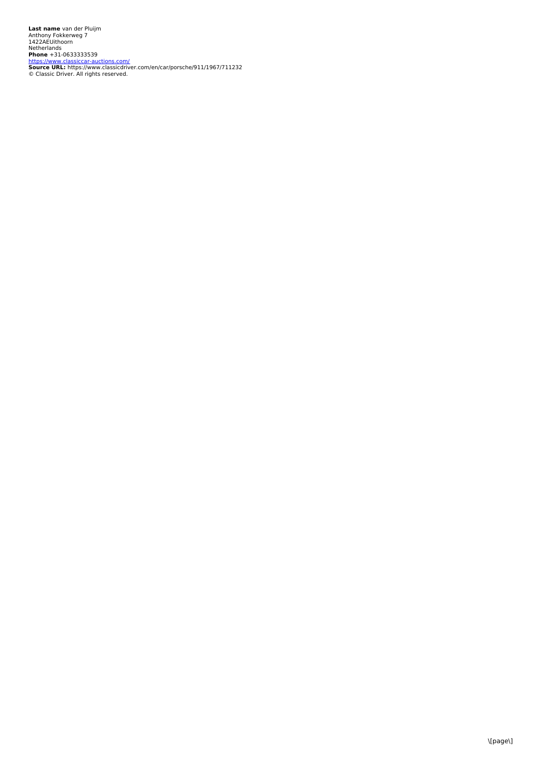**Last name** van der Pluijm
Anthony Fokkerweg 7
1422AEUithoorn
Netherlands
**Phone** +31-0633333539
[https://www.classiccar-auctions.com/](https://www.classiccar-auctions.com/)
**Source URL:** https://www.classicdriver.com/en/car/porsche/911/1967/711232
© Classic Driver. All rights reserved.